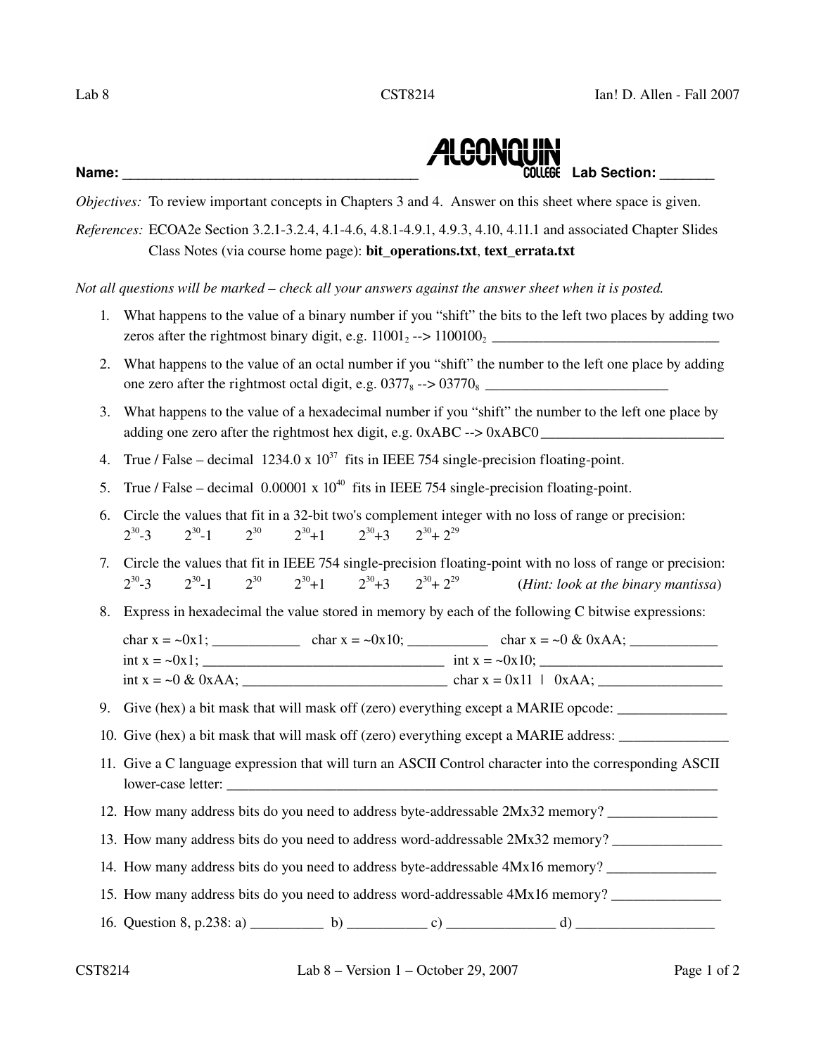Name: ______________________________________ **ALGONQUIN COLLEGE** **Lab Section:** _______

*Objectives:* To review important concepts in Chapters 3 and 4. Answer on this sheet where space is given.

*References:* ECOA2e Section 3.2.1-3.2.4, 4.1-4.6, 4.8.1-4.9.1, 4.9.3, 4.10, 4.11.1 and associated Chapter Slides
Class Notes (via course home page): **bit_operations.txt**, **text_errata.txt**

*Not all questions will be marked – check all your answers against the answer sheet when it is posted.*

1. What happens to the value of a binary number if you "shift" the bits to the left two places by adding two zeros after the rightmost binary digit, e.g. $11001_2$ --> $1100100_2$ _______________________________
2. What happens to the value of an octal number if you "shift" the number to the left one place by adding one zero after the rightmost octal digit, e.g. $0377_8$ --> $03770_8$ _________________________
3. What happens to the value of a hexadecimal number if you "shift" the number to the left one place by adding one zero after the rightmost hex digit, e.g. 0xABC --> 0xABC0 _________________________
4. True / False – decimal $1234.0 \times 10^{37}$ fits in IEEE 754 single-precision floating-point.
5. True / False – decimal $0.00001 \times 10^{40}$ fits in IEEE 754 single-precision floating-point.
6. Circle the values that fit in a 32-bit two's complement integer with no loss of range or precision:
   $2^{30}$-3    $2^{30}$-1    $2^{30}$    $2^{30}$+1    $2^{30}$+3    $2^{30}$+ $2^{29}$
7. Circle the values that fit in IEEE 754 single-precision floating-point with no loss of range or precision:
   $2^{30}$-3    $2^{30}$-1    $2^{30}$    $2^{30}$+1    $2^{30}$+3    $2^{30}$+ $2^{29}$    (*Hint: look at the binary mantissa*)
8. Express in hexadecimal the value stored in memory by each of the following C bitwise expressions:

   char x = ~0x1; ____________ char x = ~0x10; ___________ char x = ~0 & 0xAA; ____________
   int x = ~0x1; _________________________________ int x = ~0x10; _________________________
   int x = ~0 & 0xAA; ____________________________ char x = 0x11 | 0xAA; _________________
9. Give (hex) a bit mask that will mask off (zero) everything except a MARIE opcode: _______________
10. Give (hex) a bit mask that will mask off (zero) everything except a MARIE address: _______________
11. Give a C language expression that will turn an ASCII Control character into the corresponding ASCII lower-case letter: _________________________________________________________________________
12. How many address bits do you need to address byte-addressable 2Mx32 memory? _______________
13. How many address bits do you need to address word-addressable 2Mx32 memory? _______________
14. How many address bits do you need to address byte-addressable 4Mx16 memory? _______________
15. How many address bits do you need to address word-addressable 4Mx16 memory? _______________
16. Question 8, p.238: a) __________ b) ___________ c) _______________ d) ___________________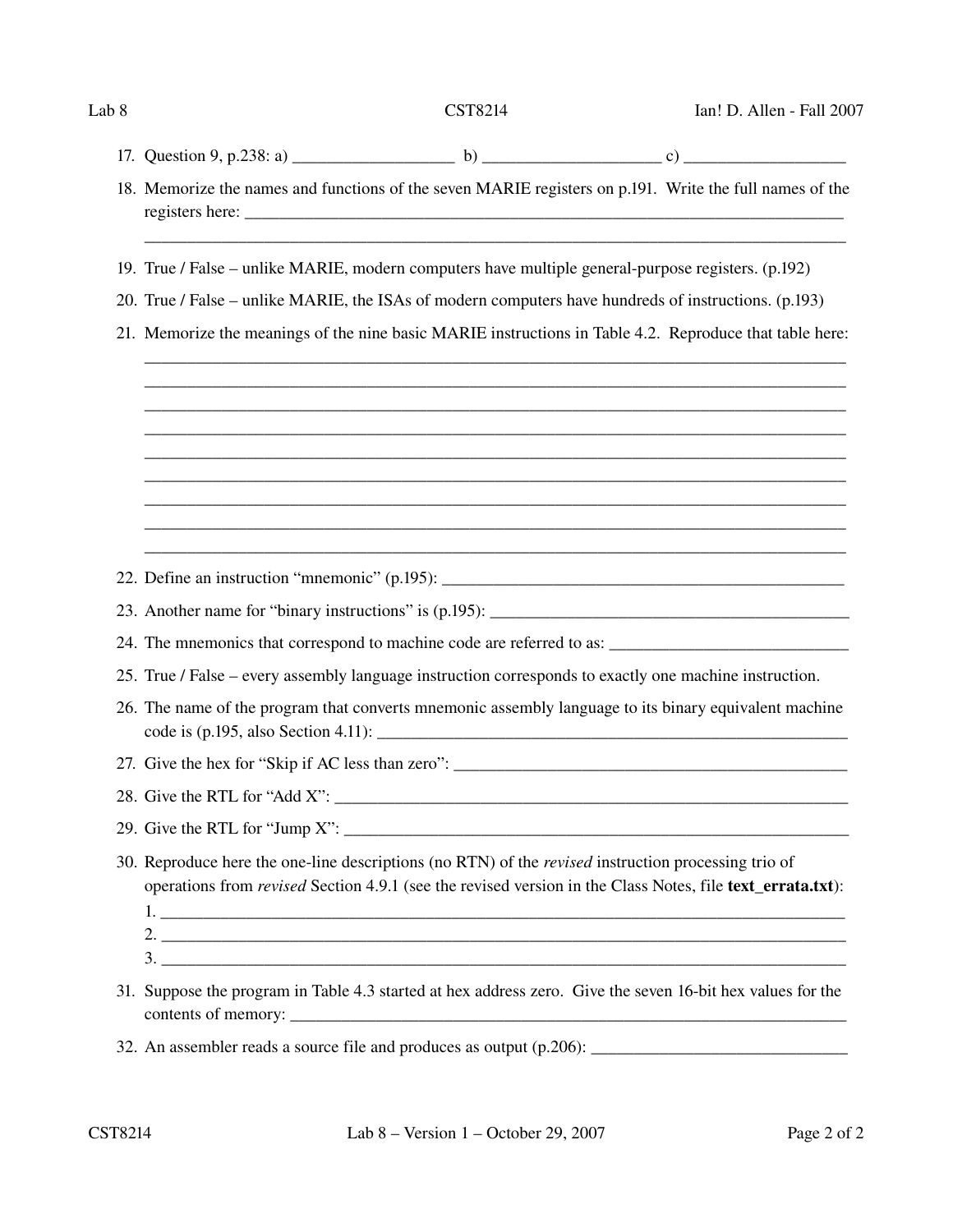17. Question 9, p.238: a) ___________________ b) _____________________ c) ___________________
18. Memorize the names and functions of the seven MARIE registers on p.191. Write the full names of the registers here: ____________________________________________________________________________
    ______________________________________________________________________________________
19. True / False – unlike MARIE, modern computers have multiple general-purpose registers. (p.192)
20. True / False – unlike MARIE, the ISAs of modern computers have hundreds of instructions. (p.193)
21. Memorize the meanings of the nine basic MARIE instructions in Table 4.2. Reproduce that table here:
    ______________________________________________________________________________________
    ______________________________________________________________________________________
    ______________________________________________________________________________________
    ______________________________________________________________________________________
    ______________________________________________________________________________________
    ______________________________________________________________________________________
    ______________________________________________________________________________________
    ______________________________________________________________________________________
    ______________________________________________________________________________________
22. Define an instruction "mnemonic" (p.195): __________________________________________________
23. Another name for "binary instructions" is (p.195): _____________________________________________
24. The mnemonics that correspond to machine code are referred to as: _____________________________
25. True / False – every assembly language instruction corresponds to exactly one machine instruction.
26. The name of the program that converts mnemonic assembly language to its binary equivalent machine code is (p.195, also Section 4.11): ___________________________________________________________
27. Give the hex for "Skip if AC less than zero": ________________________________________________
28. Give the RTL for "Add X": _________________________________________________________________
29. Give the RTL for "Jump X": ________________________________________________________________
30. Reproduce here the one-line descriptions (no RTN) of the *revised* instruction processing trio of operations from *revised* Section 4.9.1 (see the revised version in the Class Notes, file **text_errata.txt**):
    1. ____________________________________________________________________________________
    2. ____________________________________________________________________________________
    3. ____________________________________________________________________________________
31. Suppose the program in Table 4.3 started at hex address zero. Give the seven 16-bit hex values for the contents of memory: ____________________________________________________________________
32. An assembler reads a source file and produces as output (p.206): ______________________________